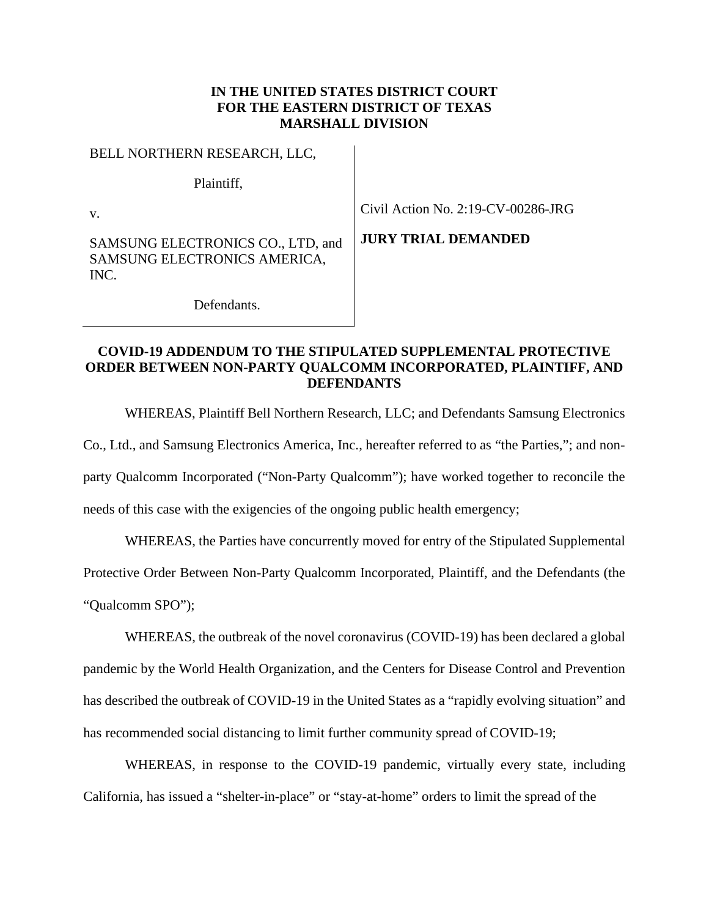**IN THE UNITED STATES DISTRICT COURT**
**FOR THE EASTERN DISTRICT OF TEXAS**
**MARSHALL DIVISION**

| | |
|---|---|
| BELL NORTHERN RESEARCH, LLC,<br><br>Plaintiff,<br><br>v.<br><br>SAMSUNG ELECTRONICS CO., LTD, and SAMSUNG ELECTRONICS AMERICA, INC.<br><br>Defendants. | Civil Action No. 2:19-CV-00286-JRG<br><br>**JURY TRIAL DEMANDED** |

**COVID-19 ADDENDUM TO THE STIPULATED SUPPLEMENTAL PROTECTIVE ORDER BETWEEN NON-PARTY QUALCOMM INCORPORATED, PLAINTIFF, AND DEFENDANTS**

WHEREAS, Plaintiff Bell Northern Research, LLC; and Defendants Samsung Electronics Co., Ltd., and Samsung Electronics America, Inc., hereafter referred to as "the Parties,"; and non-party Qualcomm Incorporated ("Non-Party Qualcomm"); have worked together to reconcile the needs of this case with the exigencies of the ongoing public health emergency;

WHEREAS, the Parties have concurrently moved for entry of the Stipulated Supplemental Protective Order Between Non-Party Qualcomm Incorporated, Plaintiff, and the Defendants (the "Qualcomm SPO");

WHEREAS, the outbreak of the novel coronavirus (COVID-19) has been declared a global pandemic by the World Health Organization, and the Centers for Disease Control and Prevention has described the outbreak of COVID-19 in the United States as a "rapidly evolving situation" and has recommended social distancing to limit further community spread of COVID-19;

WHEREAS, in response to the COVID-19 pandemic, virtually every state, including California, has issued a "shelter-in-place" or "stay-at-home" orders to limit the spread of the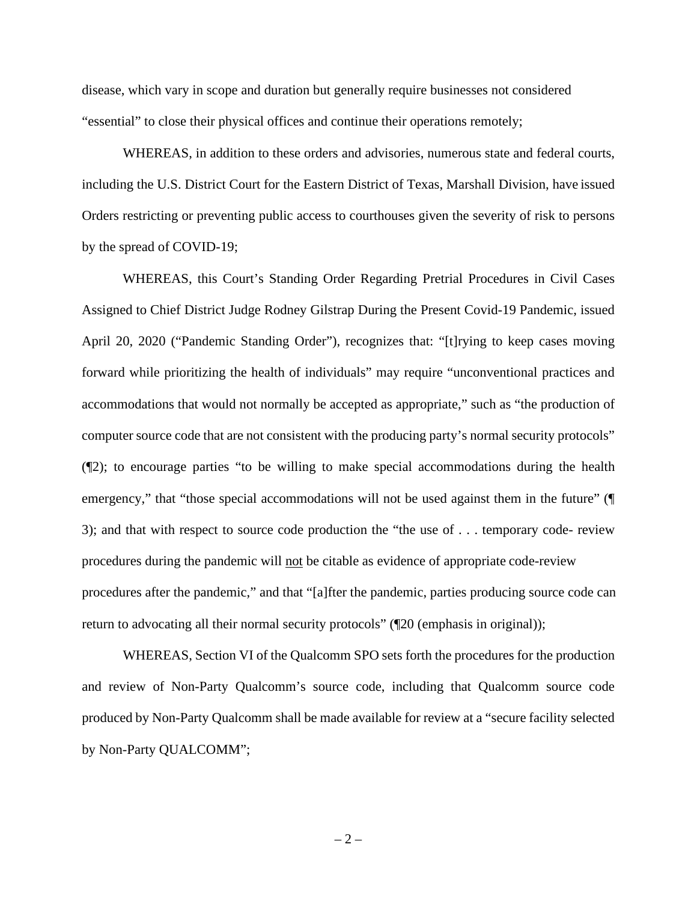disease, which vary in scope and duration but generally require businesses not considered "essential" to close their physical offices and continue their operations remotely;

WHEREAS, in addition to these orders and advisories, numerous state and federal courts, including the U.S. District Court for the Eastern District of Texas, Marshall Division, have issued Orders restricting or preventing public access to courthouses given the severity of risk to persons by the spread of COVID-19;

WHEREAS, this Court's Standing Order Regarding Pretrial Procedures in Civil Cases Assigned to Chief District Judge Rodney Gilstrap During the Present Covid-19 Pandemic, issued April 20, 2020 ("Pandemic Standing Order"), recognizes that: "[t]rying to keep cases moving forward while prioritizing the health of individuals" may require "unconventional practices and accommodations that would not normally be accepted as appropriate," such as "the production of computer source code that are not consistent with the producing party's normal security protocols" (¶2); to encourage parties "to be willing to make special accommodations during the health emergency," that "those special accommodations will not be used against them in the future" (¶ 3); and that with respect to source code production the "the use of . . . temporary code- review procedures during the pandemic will <u>not</u> be citable as evidence of appropriate code-review procedures after the pandemic," and that "[a]fter the pandemic, parties producing source code can return to advocating all their normal security protocols" (¶20 (emphasis in original));

WHEREAS, Section VI of the Qualcomm SPO sets forth the procedures for the production and review of Non-Party Qualcomm's source code, including that Qualcomm source code produced by Non-Party Qualcomm shall be made available for review at a "secure facility selected by Non-Party QUALCOMM";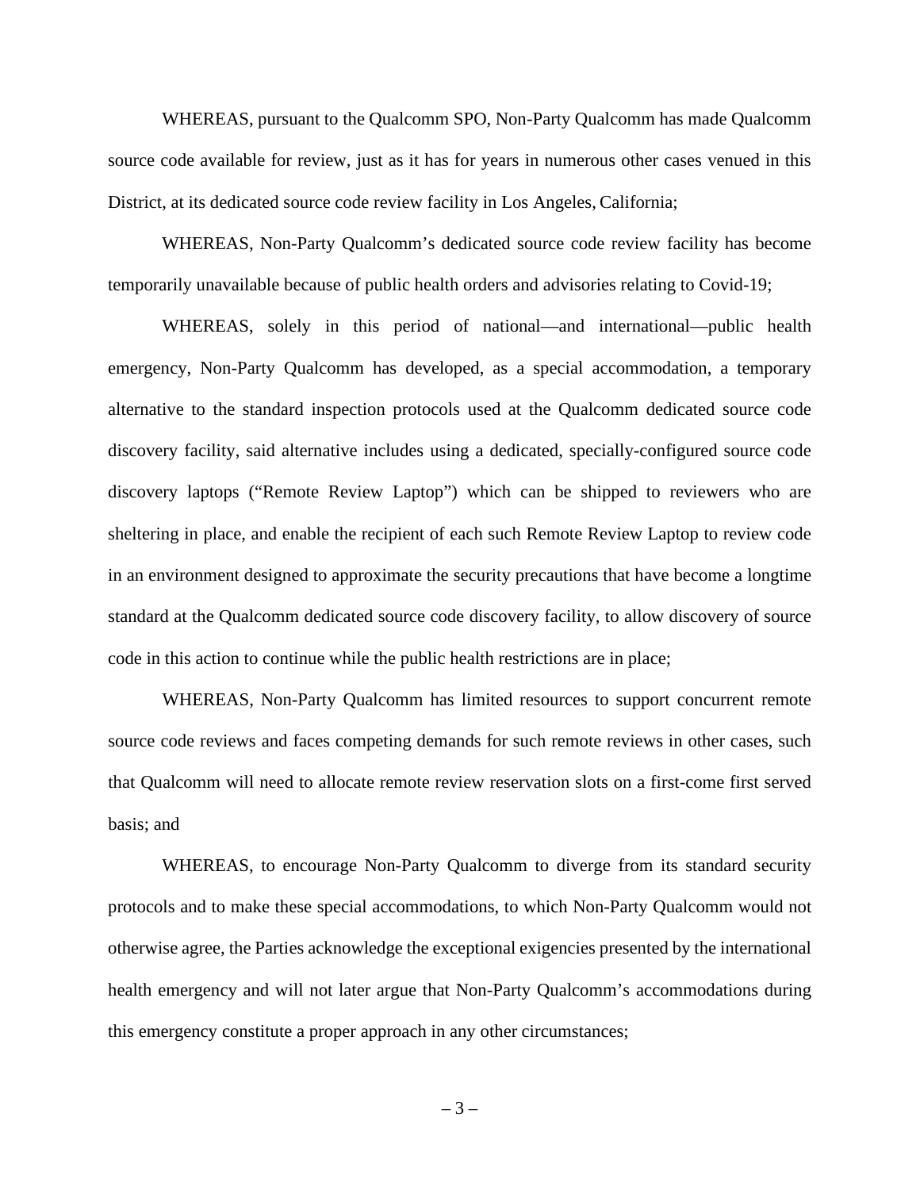WHEREAS, pursuant to the Qualcomm SPO, Non-Party Qualcomm has made Qualcomm source code available for review, just as it has for years in numerous other cases venued in this District, at its dedicated source code review facility in Los Angeles, California;

WHEREAS, Non-Party Qualcomm's dedicated source code review facility has become temporarily unavailable because of public health orders and advisories relating to Covid-19;

WHEREAS, solely in this period of national—and international—public health emergency, Non-Party Qualcomm has developed, as a special accommodation, a temporary alternative to the standard inspection protocols used at the Qualcomm dedicated source code discovery facility, said alternative includes using a dedicated, specially-configured source code discovery laptops ("Remote Review Laptop") which can be shipped to reviewers who are sheltering in place, and enable the recipient of each such Remote Review Laptop to review code in an environment designed to approximate the security precautions that have become a longtime standard at the Qualcomm dedicated source code discovery facility, to allow discovery of source code in this action to continue while the public health restrictions are in place;

WHEREAS, Non-Party Qualcomm has limited resources to support concurrent remote source code reviews and faces competing demands for such remote reviews in other cases, such that Qualcomm will need to allocate remote review reservation slots on a first-come first served basis; and

WHEREAS, to encourage Non-Party Qualcomm to diverge from its standard security protocols and to make these special accommodations, to which Non-Party Qualcomm would not otherwise agree, the Parties acknowledge the exceptional exigencies presented by the international health emergency and will not later argue that Non-Party Qualcomm's accommodations during this emergency constitute a proper approach in any other circumstances;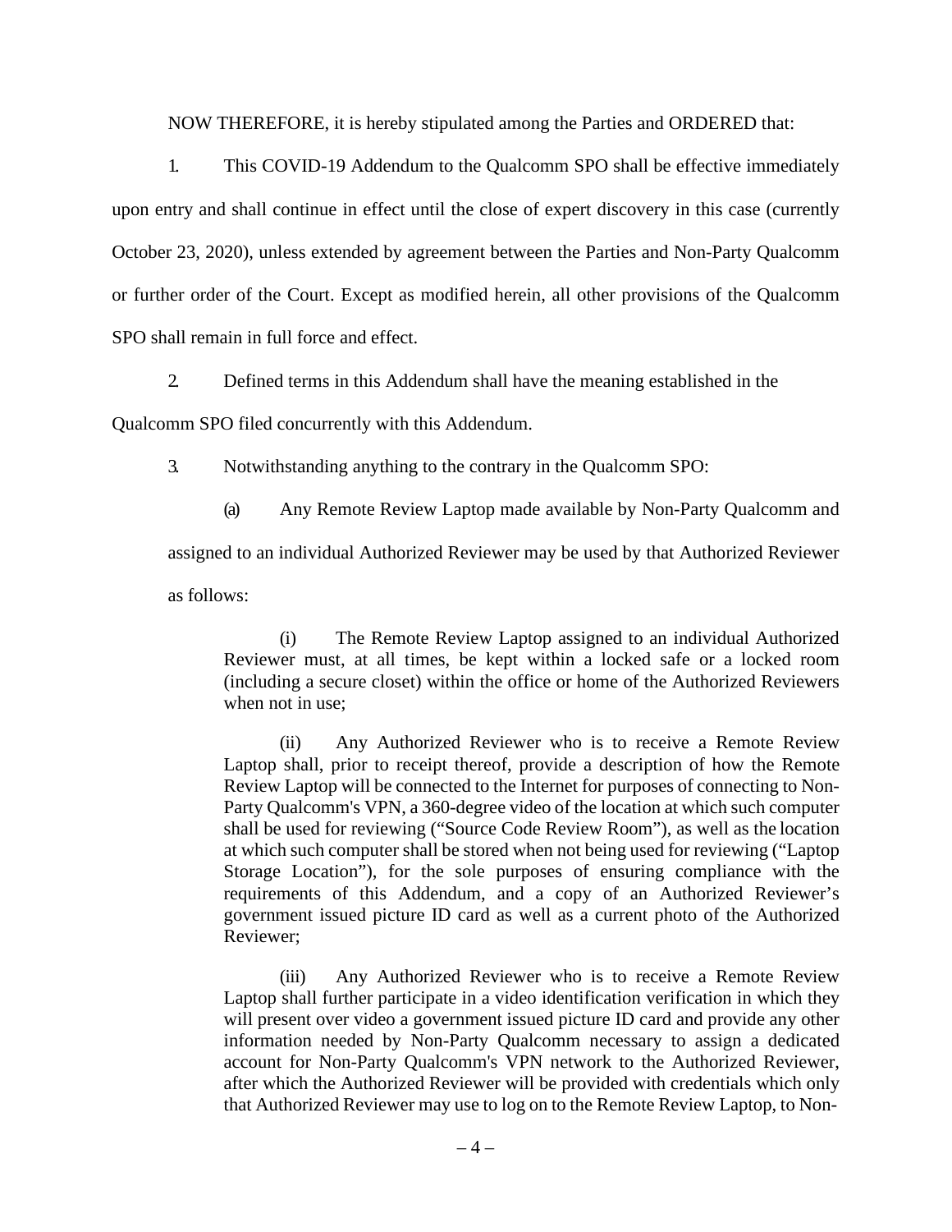NOW THEREFORE, it is hereby stipulated among the Parties and ORDERED that:

1. This COVID-19 Addendum to the Qualcomm SPO shall be effective immediately upon entry and shall continue in effect until the close of expert discovery in this case (currently October 23, 2020), unless extended by agreement between the Parties and Non-Party Qualcomm or further order of the Court. Except as modified herein, all other provisions of the Qualcomm SPO shall remain in full force and effect.

2. Defined terms in this Addendum shall have the meaning established in the Qualcomm SPO filed concurrently with this Addendum.

3. Notwithstanding anything to the contrary in the Qualcomm SPO:

(a) Any Remote Review Laptop made available by Non-Party Qualcomm and assigned to an individual Authorized Reviewer may be used by that Authorized Reviewer as follows:

> (i) The Remote Review Laptop assigned to an individual Authorized Reviewer must, at all times, be kept within a locked safe or a locked room (including a secure closet) within the office or home of the Authorized Reviewers when not in use;
>
> (ii) Any Authorized Reviewer who is to receive a Remote Review Laptop shall, prior to receipt thereof, provide a description of how the Remote Review Laptop will be connected to the Internet for purposes of connecting to Non-Party Qualcomm's VPN, a 360-degree video of the location at which such computer shall be used for reviewing ("Source Code Review Room"), as well as the location at which such computer shall be stored when not being used for reviewing ("Laptop Storage Location"), for the sole purposes of ensuring compliance with the requirements of this Addendum, and a copy of an Authorized Reviewer's government issued picture ID card as well as a current photo of the Authorized Reviewer;
>
> (iii) Any Authorized Reviewer who is to receive a Remote Review Laptop shall further participate in a video identification verification in which they will present over video a government issued picture ID card and provide any other information needed by Non-Party Qualcomm necessary to assign a dedicated account for Non-Party Qualcomm's VPN network to the Authorized Reviewer, after which the Authorized Reviewer will be provided with credentials which only that Authorized Reviewer may use to log on to the Remote Review Laptop, to Non-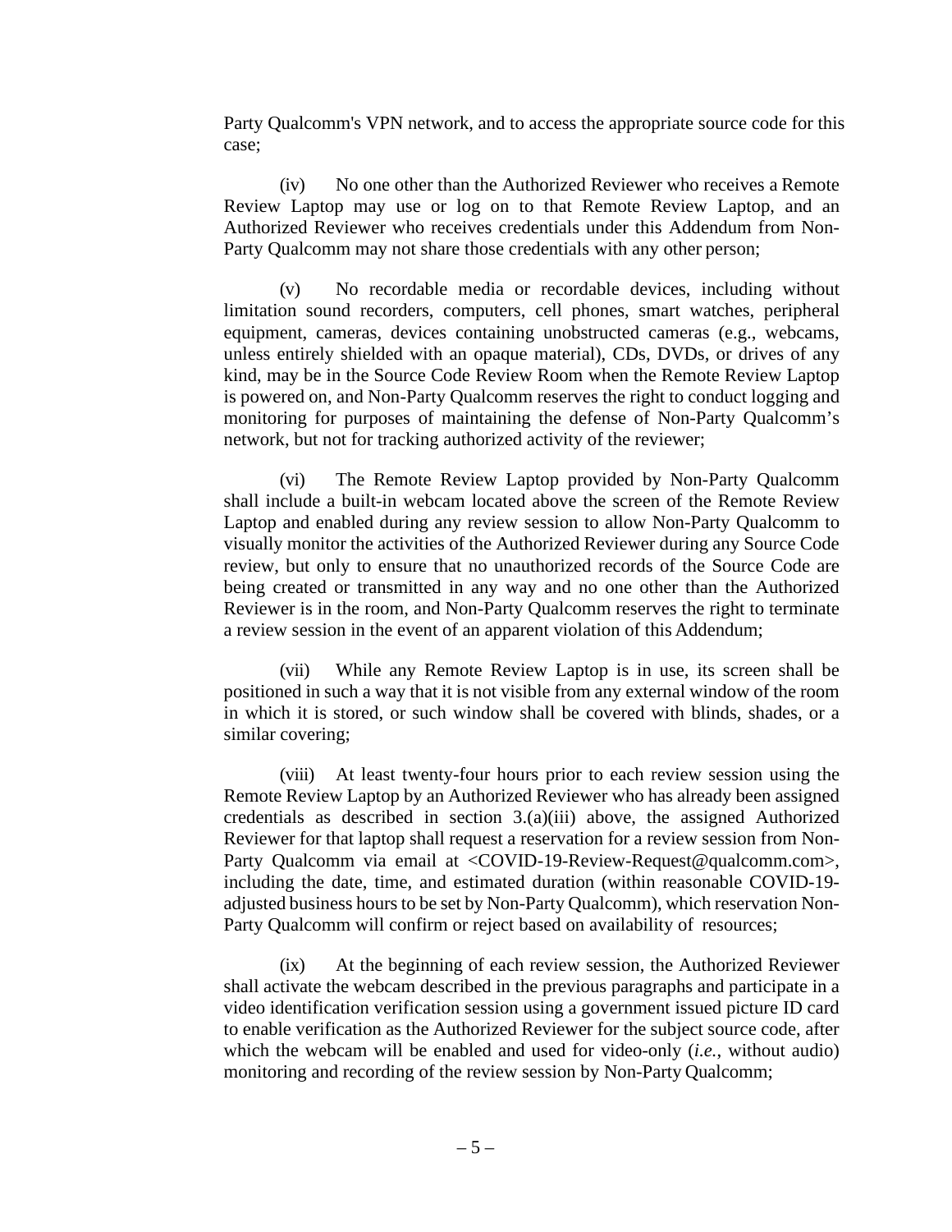Party Qualcomm's VPN network, and to access the appropriate source code for this case;

(iv) No one other than the Authorized Reviewer who receives a Remote Review Laptop may use or log on to that Remote Review Laptop, and an Authorized Reviewer who receives credentials under this Addendum from Non-Party Qualcomm may not share those credentials with any other person;

(v) No recordable media or recordable devices, including without limitation sound recorders, computers, cell phones, smart watches, peripheral equipment, cameras, devices containing unobstructed cameras (e.g., webcams, unless entirely shielded with an opaque material), CDs, DVDs, or drives of any kind, may be in the Source Code Review Room when the Remote Review Laptop is powered on, and Non-Party Qualcomm reserves the right to conduct logging and monitoring for purposes of maintaining the defense of Non-Party Qualcomm's network, but not for tracking authorized activity of the reviewer;

(vi) The Remote Review Laptop provided by Non-Party Qualcomm shall include a built-in webcam located above the screen of the Remote Review Laptop and enabled during any review session to allow Non-Party Qualcomm to visually monitor the activities of the Authorized Reviewer during any Source Code review, but only to ensure that no unauthorized records of the Source Code are being created or transmitted in any way and no one other than the Authorized Reviewer is in the room, and Non-Party Qualcomm reserves the right to terminate a review session in the event of an apparent violation of this Addendum;

(vii) While any Remote Review Laptop is in use, its screen shall be positioned in such a way that it is not visible from any external window of the room in which it is stored, or such window shall be covered with blinds, shades, or a similar covering;

(viii) At least twenty-four hours prior to each review session using the Remote Review Laptop by an Authorized Reviewer who has already been assigned credentials as described in section 3.(a)(iii) above, the assigned Authorized Reviewer for that laptop shall request a reservation for a review session from Non-Party Qualcomm via email at <COVID-19-Review-Request@qualcomm.com>, including the date, time, and estimated duration (within reasonable COVID-19-adjusted business hours to be set by Non-Party Qualcomm), which reservation Non-Party Qualcomm will confirm or reject based on availability of resources;

(ix) At the beginning of each review session, the Authorized Reviewer shall activate the webcam described in the previous paragraphs and participate in a video identification verification session using a government issued picture ID card to enable verification as the Authorized Reviewer for the subject source code, after which the webcam will be enabled and used for video-only (*i.e.*, without audio) monitoring and recording of the review session by Non-Party Qualcomm;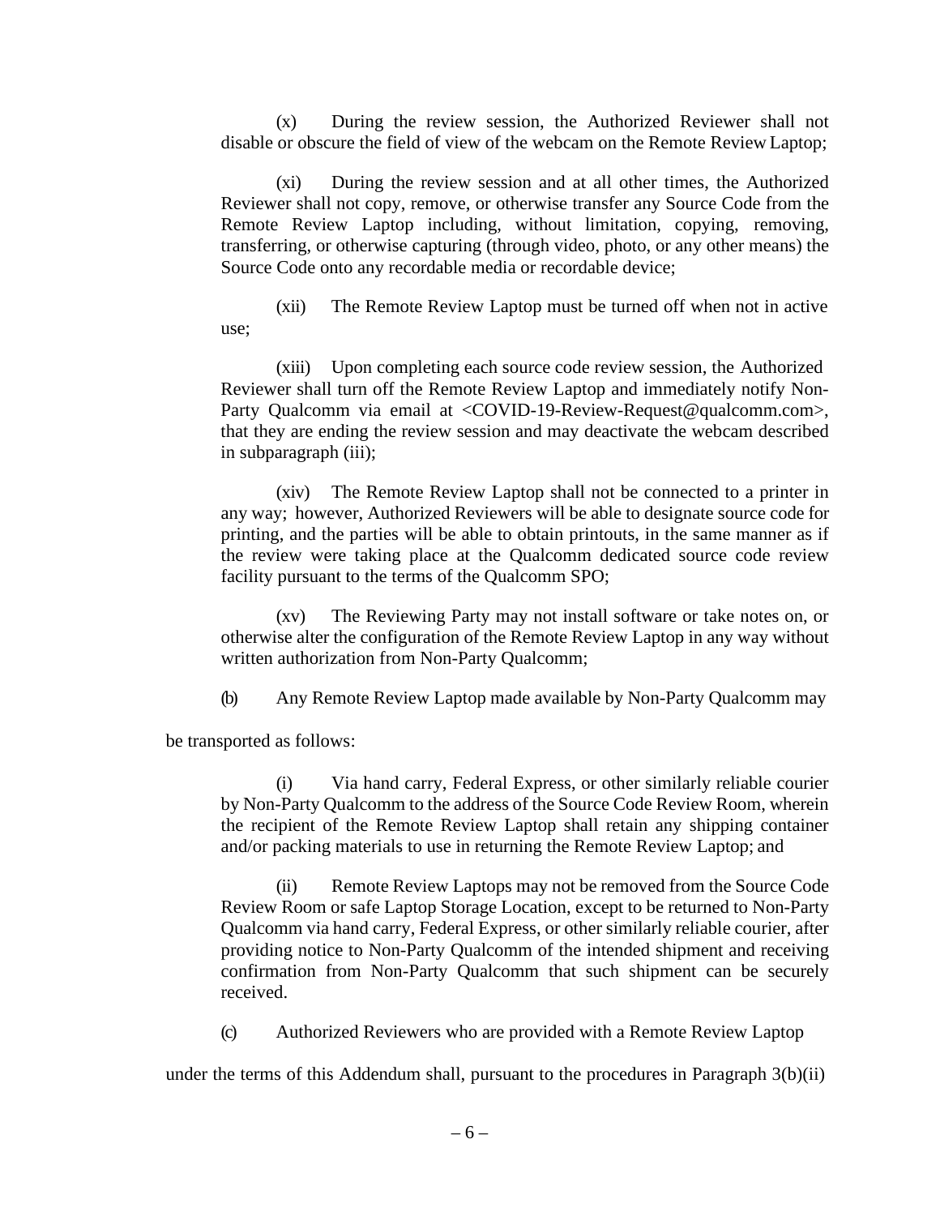(x) During the review session, the Authorized Reviewer shall not disable or obscure the field of view of the webcam on the Remote Review Laptop;

(xi) During the review session and at all other times, the Authorized Reviewer shall not copy, remove, or otherwise transfer any Source Code from the Remote Review Laptop including, without limitation, copying, removing, transferring, or otherwise capturing (through video, photo, or any other means) the Source Code onto any recordable media or recordable device;

(xii) The Remote Review Laptop must be turned off when not in active use;

(xiii) Upon completing each source code review session, the Authorized Reviewer shall turn off the Remote Review Laptop and immediately notify Non-Party Qualcomm via email at <COVID-19-Review-Request@qualcomm.com>, that they are ending the review session and may deactivate the webcam described in subparagraph (iii);

(xiv) The Remote Review Laptop shall not be connected to a printer in any way; however, Authorized Reviewers will be able to designate source code for printing, and the parties will be able to obtain printouts, in the same manner as if the review were taking place at the Qualcomm dedicated source code review facility pursuant to the terms of the Qualcomm SPO;

(xv) The Reviewing Party may not install software or take notes on, or otherwise alter the configuration of the Remote Review Laptop in any way without written authorization from Non-Party Qualcomm;

(b) Any Remote Review Laptop made available by Non-Party Qualcomm may be transported as follows:

(i) Via hand carry, Federal Express, or other similarly reliable courier by Non-Party Qualcomm to the address of the Source Code Review Room, wherein the recipient of the Remote Review Laptop shall retain any shipping container and/or packing materials to use in returning the Remote Review Laptop; and

(ii) Remote Review Laptops may not be removed from the Source Code Review Room or safe Laptop Storage Location, except to be returned to Non-Party Qualcomm via hand carry, Federal Express, or other similarly reliable courier, after providing notice to Non-Party Qualcomm of the intended shipment and receiving confirmation from Non-Party Qualcomm that such shipment can be securely received.

(c) Authorized Reviewers who are provided with a Remote Review Laptop under the terms of this Addendum shall, pursuant to the procedures in Paragraph 3(b)(ii)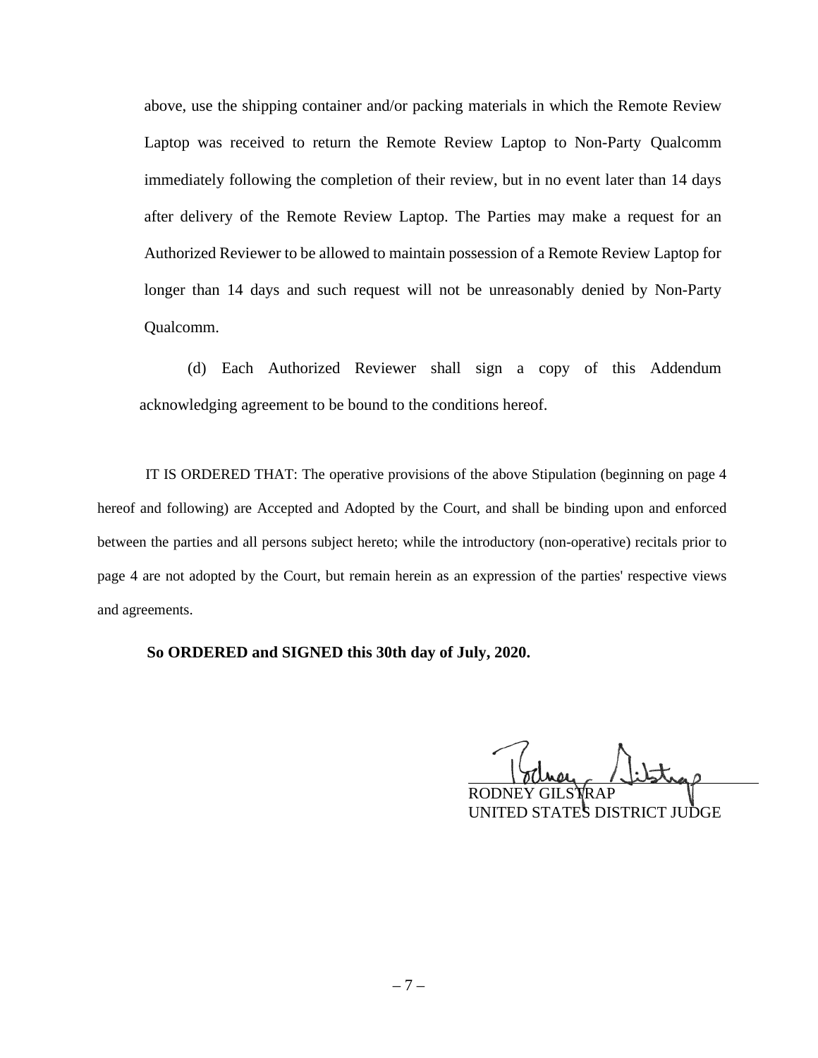above, use the shipping container and/or packing materials in which the Remote Review Laptop was received to return the Remote Review Laptop to Non-Party Qualcomm immediately following the completion of their review, but in no event later than 14 days after delivery of the Remote Review Laptop. The Parties may make a request for an Authorized Reviewer to be allowed to maintain possession of a Remote Review Laptop for longer than 14 days and such request will not be unreasonably denied by Non-Party Qualcomm.

(d) Each Authorized Reviewer shall sign a copy of this Addendum acknowledging agreement to be bound to the conditions hereof.

IT IS ORDERED THAT: The operative provisions of the above Stipulation (beginning on page 4 hereof and following) are Accepted and Adopted by the Court, and shall be binding upon and enforced between the parties and all persons subject hereto; while the introductory (non-operative) recitals prior to page 4 are not adopted by the Court, but remain herein as an expression of the parties' respective views and agreements.

**So ORDERED and SIGNED this 30th day of July, 2020.**

RODNEY GILSTRAP
UNITED STATES DISTRICT JUDGE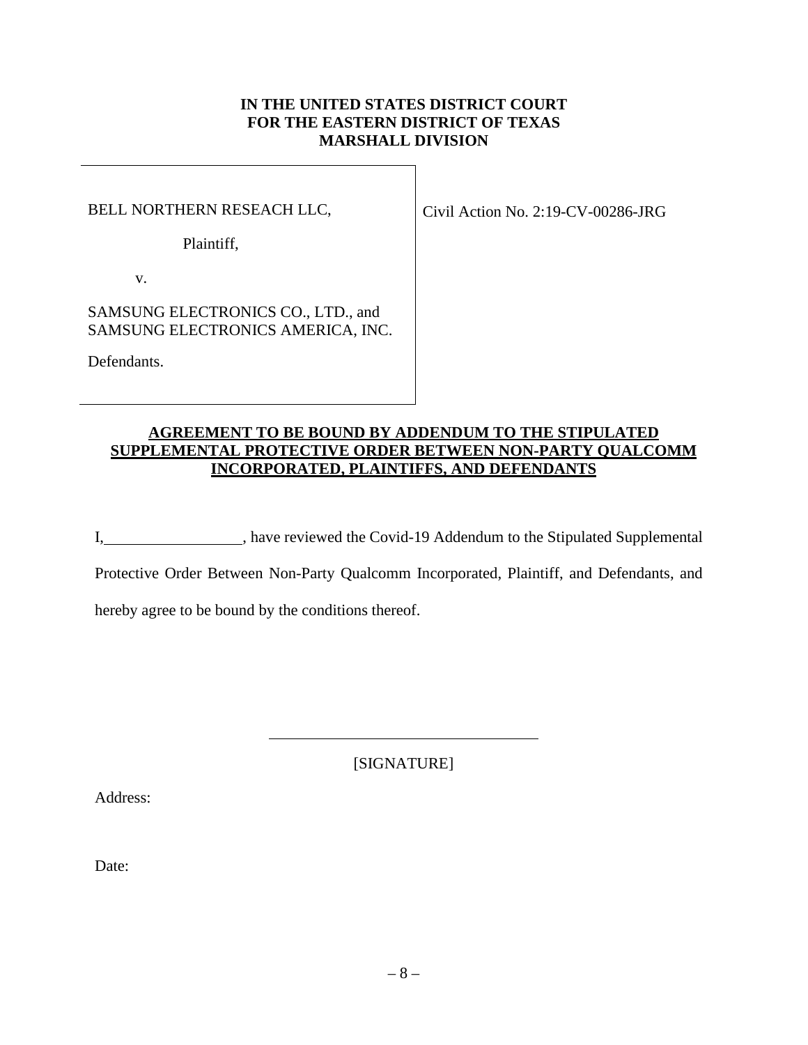**IN THE UNITED STATES DISTRICT COURT**
**FOR THE EASTERN DISTRICT OF TEXAS**
**MARSHALL DIVISION**

| | |
|---|---|
| BELL NORTHERN RESEACH LLC,<br><br>Plaintiff,<br><br>v.<br><br>SAMSUNG ELECTRONICS CO., LTD., and SAMSUNG ELECTRONICS AMERICA, INC.<br><br>Defendants. | Civil Action No. 2:19-CV-00286-JRG |

**AGREEMENT TO BE BOUND BY ADDENDUM TO THE STIPULATED SUPPLEMENTAL PROTECTIVE ORDER BETWEEN NON-PARTY QUALCOMM INCORPORATED, PLAINTIFFS, AND DEFENDANTS**

I,_________________, have reviewed the Covid-19 Addendum to the Stipulated Supplemental Protective Order Between Non-Party Qualcomm Incorporated, Plaintiff, and Defendants, and hereby agree to be bound by the conditions thereof.

_________________________________

[SIGNATURE]

Address:

Date: